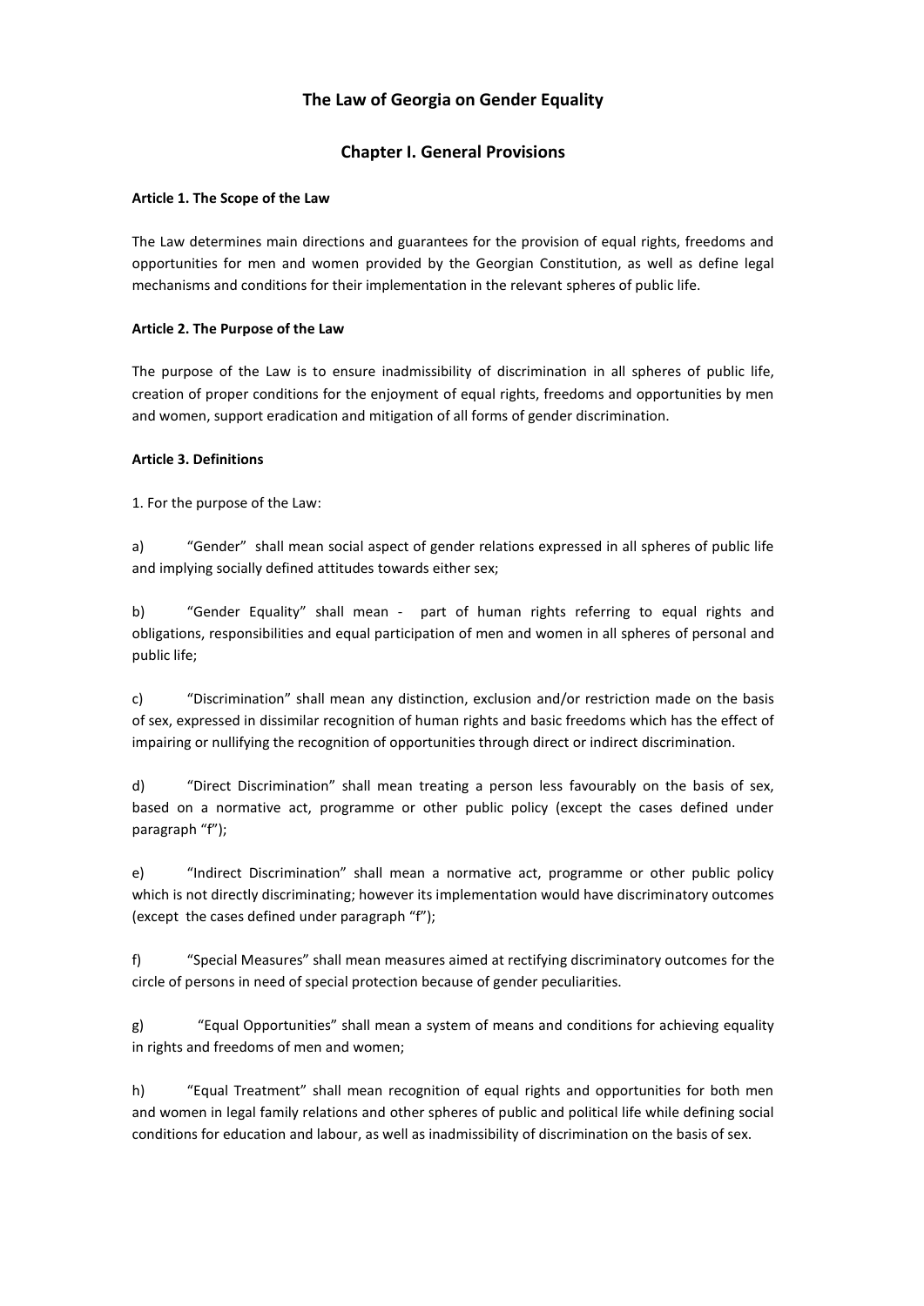# The Law of Georgia on Gender Equality

## Chapter I. General Provisions

**Article 1. The Scope of the Law**

The Law determines main directions and guarantees for the provision of equal rights, freedoms and opportunities for men and women provided by the Georgian Constitution, as well as define legal mechanisms and conditions for their implementation in the relevant spheres of public life.

**Article 2. The Purpose of the Law**

The purpose of the Law is to ensure inadmissibility of discrimination in all spheres of public life, creation of proper conditions for the enjoyment of equal rights, freedoms and opportunities by men and women, support eradication and mitigation of all forms of gender discrimination.

**Article 3. Definitions**

1. For the purpose of the Law:

a) "Gender" shall mean social aspect of gender relations expressed in all spheres of public life and implying socially defined attitudes towards either sex;

b) "Gender Equality" shall mean - part of human rights referring to equal rights and obligations, responsibilities and equal participation of men and women in all spheres of personal and public life;

c) "Discrimination" shall mean any distinction, exclusion and/or restriction made on the basis of sex, expressed in dissimilar recognition of human rights and basic freedoms which has the effect of impairing or nullifying the recognition of opportunities through direct or indirect discrimination.

d) "Direct Discrimination" shall mean treating a person less favourably on the basis of sex, based on a normative act, programme or other public policy (except the cases defined under paragraph "f");

e) "Indirect Discrimination" shall mean a normative act, programme or other public policy which is not directly discriminating; however its implementation would have discriminatory outcomes (except the cases defined under paragraph "f");

f) "Special Measures" shall mean measures aimed at rectifying discriminatory outcomes for the circle of persons in need of special protection because of gender peculiarities.

g) "Equal Opportunities" shall mean a system of means and conditions for achieving equality in rights and freedoms of men and women;

h) "Equal Treatment" shall mean recognition of equal rights and opportunities for both men and women in legal family relations and other spheres of public and political life while defining social conditions for education and labour, as well as inadmissibility of discrimination on the basis of sex.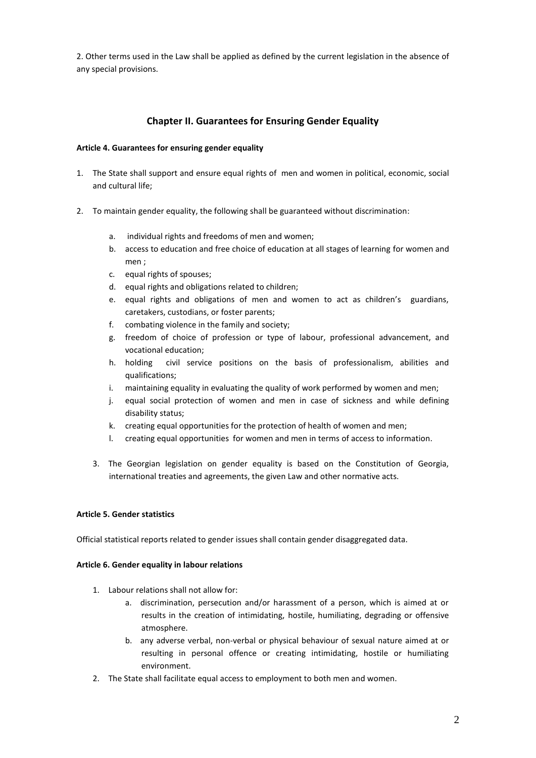2. Other terms used in the Law shall be applied as defined by the current legislation in the absence of any special provisions.

## Chapter II. Guarantees for Ensuring Gender Equality

**Article 4. Guarantees for ensuring gender equality**

1. The State shall support and ensure equal rights of men and women in political, economic, social and cultural life;

2. To maintain gender equality, the following shall be guaranteed without discrimination:

   a. individual rights and freedoms of men and women;
   b. access to education and free choice of education at all stages of learning for women and men ;
   c. equal rights of spouses;
   d. equal rights and obligations related to children;
   e. equal rights and obligations of men and women to act as children's guardians, caretakers, custodians, or foster parents;
   f. combating violence in the family and society;
   g. freedom of choice of profession or type of labour, professional advancement, and vocational education;
   h. holding civil service positions on the basis of professionalism, abilities and qualifications;
   i. maintaining equality in evaluating the quality of work performed by women and men;
   j. equal social protection of women and men in case of sickness and while defining disability status;
   k. creating equal opportunities for the protection of health of women and men;
   l. creating equal opportunities for women and men in terms of access to information.

3. The Georgian legislation on gender equality is based on the Constitution of Georgia, international treaties and agreements, the given Law and other normative acts.

**Article 5. Gender statistics**

Official statistical reports related to gender issues shall contain gender disaggregated data.

**Article 6. Gender equality in labour relations**

1. Labour relations shall not allow for:
   a. discrimination, persecution and/or harassment of a person, which is aimed at or results in the creation of intimidating, hostile, humiliating, degrading or offensive atmosphere.
   b. any adverse verbal, non-verbal or physical behaviour of sexual nature aimed at or resulting in personal offence or creating intimidating, hostile or humiliating environment.
2. The State shall facilitate equal access to employment to both men and women.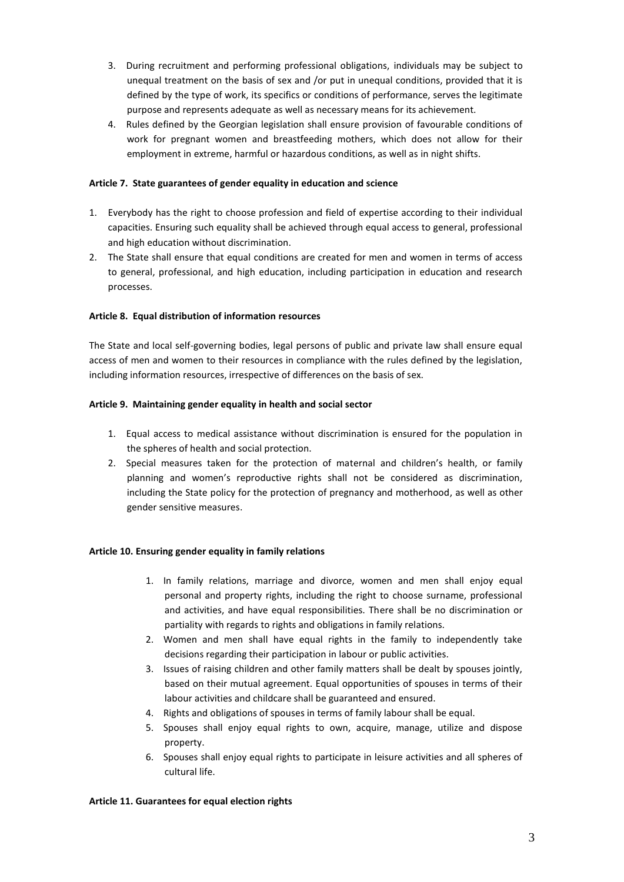3. During recruitment and performing professional obligations, individuals may be subject to unequal treatment on the basis of sex and /or put in unequal conditions, provided that it is defined by the type of work, its specifics or conditions of performance, serves the legitimate purpose and represents adequate as well as necessary means for its achievement.
4. Rules defined by the Georgian legislation shall ensure provision of favourable conditions of work for pregnant women and breastfeeding mothers, which does not allow for their employment in extreme, harmful or hazardous conditions, as well as in night shifts.

**Article 7. State guarantees of gender equality in education and science**

1. Everybody has the right to choose profession and field of expertise according to their individual capacities. Ensuring such equality shall be achieved through equal access to general, professional and high education without discrimination.
2. The State shall ensure that equal conditions are created for men and women in terms of access to general, professional, and high education, including participation in education and research processes.

**Article 8. Equal distribution of information resources**

The State and local self-governing bodies, legal persons of public and private law shall ensure equal access of men and women to their resources in compliance with the rules defined by the legislation, including information resources, irrespective of differences on the basis of sex.

**Article 9. Maintaining gender equality in health and social sector**

1. Equal access to medical assistance without discrimination is ensured for the population in the spheres of health and social protection.
2. Special measures taken for the protection of maternal and children's health, or family planning and women's reproductive rights shall not be considered as discrimination, including the State policy for the protection of pregnancy and motherhood, as well as other gender sensitive measures.

**Article 10. Ensuring gender equality in family relations**

1. In family relations, marriage and divorce, women and men shall enjoy equal personal and property rights, including the right to choose surname, professional and activities, and have equal responsibilities. There shall be no discrimination or partiality with regards to rights and obligations in family relations.
2. Women and men shall have equal rights in the family to independently take decisions regarding their participation in labour or public activities.
3. Issues of raising children and other family matters shall be dealt by spouses jointly, based on their mutual agreement. Equal opportunities of spouses in terms of their labour activities and childcare shall be guaranteed and ensured.
4. Rights and obligations of spouses in terms of family labour shall be equal.
5. Spouses shall enjoy equal rights to own, acquire, manage, utilize and dispose property.
6. Spouses shall enjoy equal rights to participate in leisure activities and all spheres of cultural life.

**Article 11. Guarantees for equal election rights**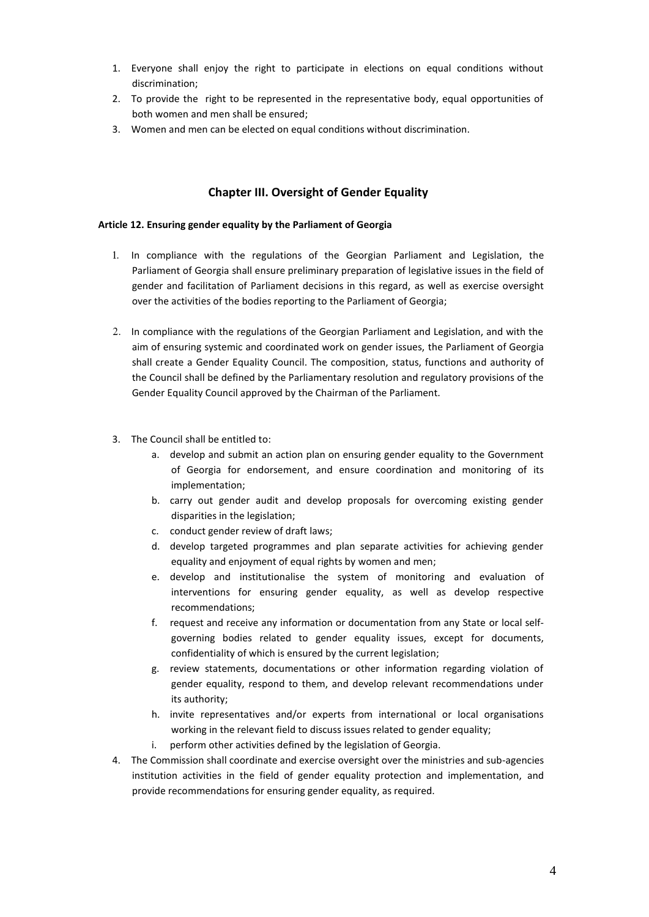1. Everyone shall enjoy the right to participate in elections on equal conditions without discrimination;
2. To provide the right to be represented in the representative body, equal opportunities of both women and men shall be ensured;
3. Women and men can be elected on equal conditions without discrimination.

## Chapter III. Oversight of Gender Equality

**Article 12. Ensuring gender equality by the Parliament of Georgia**

1. In compliance with the regulations of the Georgian Parliament and Legislation, the Parliament of Georgia shall ensure preliminary preparation of legislative issues in the field of gender and facilitation of Parliament decisions in this regard, as well as exercise oversight over the activities of the bodies reporting to the Parliament of Georgia;

2. In compliance with the regulations of the Georgian Parliament and Legislation, and with the aim of ensuring systemic and coordinated work on gender issues, the Parliament of Georgia shall create a Gender Equality Council. The composition, status, functions and authority of the Council shall be defined by the Parliamentary resolution and regulatory provisions of the Gender Equality Council approved by the Chairman of the Parliament.

3. The Council shall be entitled to:
   a. develop and submit an action plan on ensuring gender equality to the Government of Georgia for endorsement, and ensure coordination and monitoring of its implementation;
   b. carry out gender audit and develop proposals for overcoming existing gender disparities in the legislation;
   c. conduct gender review of draft laws;
   d. develop targeted programmes and plan separate activities for achieving gender equality and enjoyment of equal rights by women and men;
   e. develop and institutionalise the system of monitoring and evaluation of interventions for ensuring gender equality, as well as develop respective recommendations;
   f. request and receive any information or documentation from any State or local self-governing bodies related to gender equality issues, except for documents, confidentiality of which is ensured by the current legislation;
   g. review statements, documentations or other information regarding violation of gender equality, respond to them, and develop relevant recommendations under its authority;
   h. invite representatives and/or experts from international or local organisations working in the relevant field to discuss issues related to gender equality;
   i. perform other activities defined by the legislation of Georgia.
4. The Commission shall coordinate and exercise oversight over the ministries and sub-agencies institution activities in the field of gender equality protection and implementation, and provide recommendations for ensuring gender equality, as required.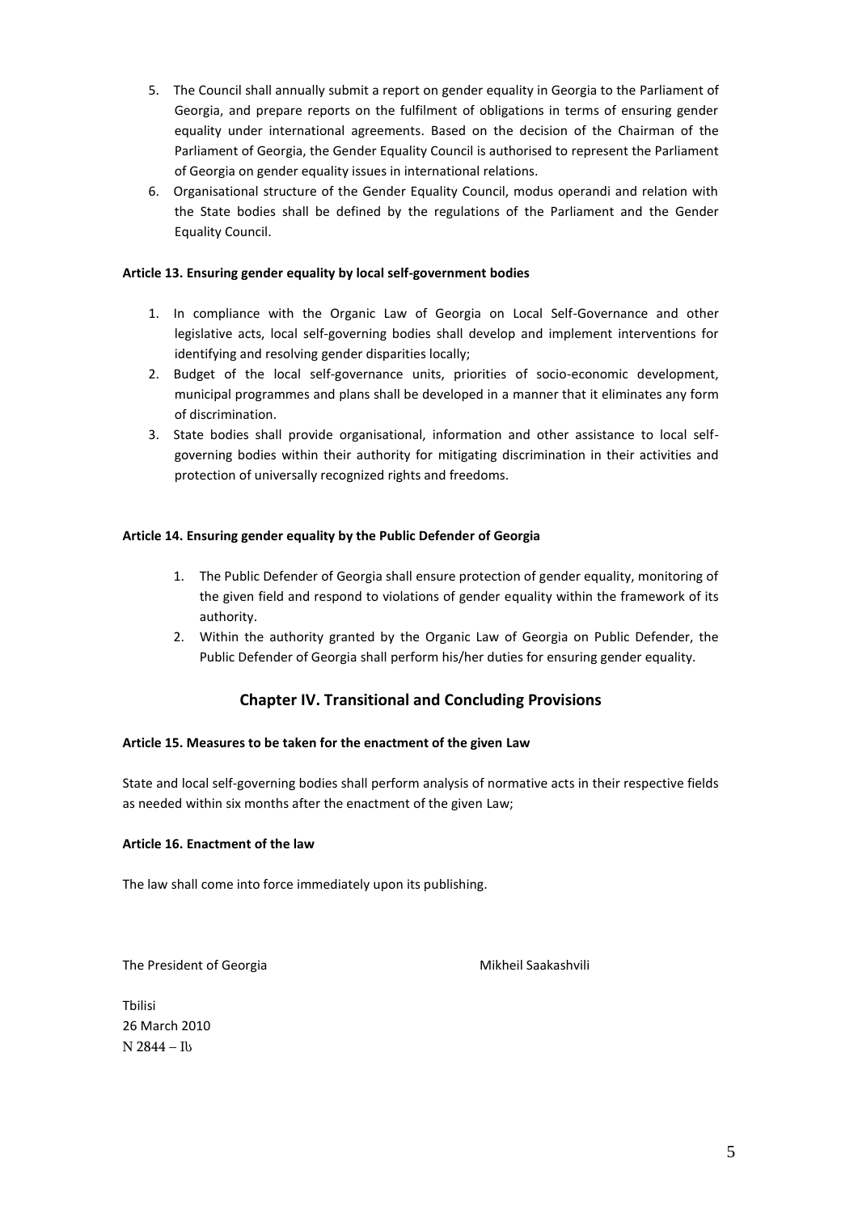5. The Council shall annually submit a report on gender equality in Georgia to the Parliament of Georgia, and prepare reports on the fulfilment of obligations in terms of ensuring gender equality under international agreements. Based on the decision of the Chairman of the Parliament of Georgia, the Gender Equality Council is authorised to represent the Parliament of Georgia on gender equality issues in international relations.
6. Organisational structure of the Gender Equality Council, modus operandi and relation with the State bodies shall be defined by the regulations of the Parliament and the Gender Equality Council.

**Article 13. Ensuring gender equality by local self-government bodies**

1. In compliance with the Organic Law of Georgia on Local Self-Governance and other legislative acts, local self-governing bodies shall develop and implement interventions for identifying and resolving gender disparities locally;
2. Budget of the local self-governance units, priorities of socio-economic development, municipal programmes and plans shall be developed in a manner that it eliminates any form of discrimination.
3. State bodies shall provide organisational, information and other assistance to local self-governing bodies within their authority for mitigating discrimination in their activities and protection of universally recognized rights and freedoms.

**Article 14. Ensuring gender equality by the Public Defender of Georgia**

1. The Public Defender of Georgia shall ensure protection of gender equality, monitoring of the given field and respond to violations of gender equality within the framework of its authority.
2. Within the authority granted by the Organic Law of Georgia on Public Defender, the Public Defender of Georgia shall perform his/her duties for ensuring gender equality.

## Chapter IV. Transitional and Concluding Provisions

**Article 15. Measures to be taken for the enactment of the given Law**

State and local self-governing bodies shall perform analysis of normative acts in their respective fields as needed within six months after the enactment of the given Law;

**Article 16. Enactment of the law**

The law shall come into force immediately upon its publishing.

The President of Georgia Mikheil Saakashvili

Tbilisi
26 March 2010
N 2844 – Ilს